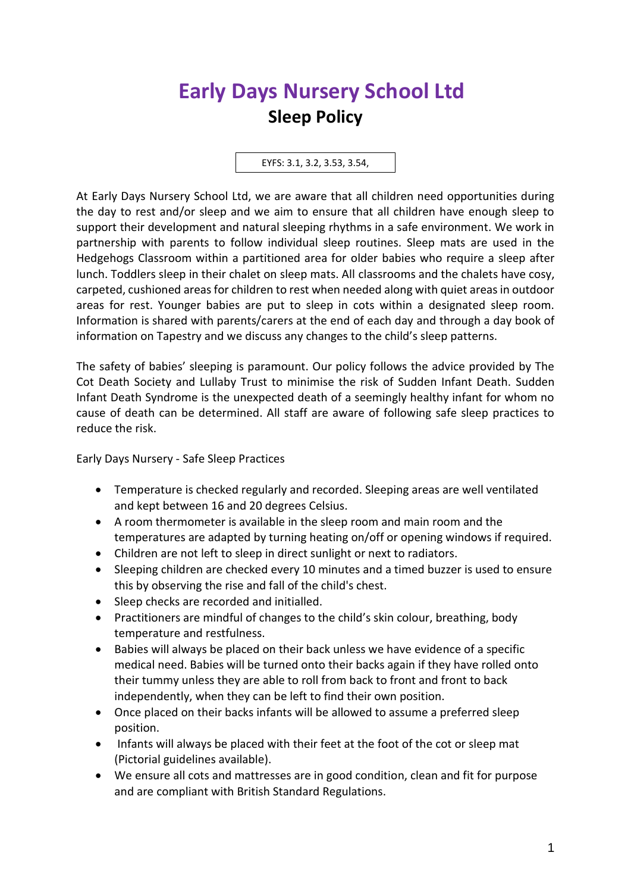# Early Days Nursery School Ltd

## Sleep Policy

EYFS: 3.1, 3.2, 3.53, 3.54,

At Early Days Nursery School Ltd, we are aware that all children need opportunities during the day to rest and/or sleep and we aim to ensure that all children have enough sleep to support their development and natural sleeping rhythms in a safe environment. We work in partnership with parents to follow individual sleep routines. Sleep mats are used in the Hedgehogs Classroom within a partitioned area for older babies who require a sleep after lunch. Toddlers sleep in their chalet on sleep mats. All classrooms and the chalets have cosy, carpeted, cushioned areas for children to rest when needed along with quiet areas in outdoor areas for rest. Younger babies are put to sleep in cots within a designated sleep room. Information is shared with parents/carers at the end of each day and through a day book of information on Tapestry and we discuss any changes to the child's sleep patterns.

The safety of babies' sleeping is paramount. Our policy follows the advice provided by The Cot Death Society and Lullaby Trust to minimise the risk of Sudden Infant Death. Sudden Infant Death Syndrome is the unexpected death of a seemingly healthy infant for whom no cause of death can be determined. All staff are aware of following safe sleep practices to reduce the risk.

Early Days Nursery - Safe Sleep Practices

- Temperature is checked regularly and recorded. Sleeping areas are well ventilated and kept between 16 and 20 degrees Celsius.
- A room thermometer is available in the sleep room and main room and the temperatures are adapted by turning heating on/off or opening windows if required.
- Children are not left to sleep in direct sunlight or next to radiators.
- Sleeping children are checked every 10 minutes and a timed buzzer is used to ensure this by observing the rise and fall of the child's chest.
- Sleep checks are recorded and initialled.
- Practitioners are mindful of changes to the child's skin colour, breathing, body temperature and restfulness.
- Babies will always be placed on their back unless we have evidence of a specific medical need. Babies will be turned onto their backs again if they have rolled onto their tummy unless they are able to roll from back to front and front to back independently, when they can be left to find their own position.
- Once placed on their backs infants will be allowed to assume a preferred sleep position.
- Infants will always be placed with their feet at the foot of the cot or sleep mat (Pictorial guidelines available).
- We ensure all cots and mattresses are in good condition, clean and fit for purpose and are compliant with British Standard Regulations.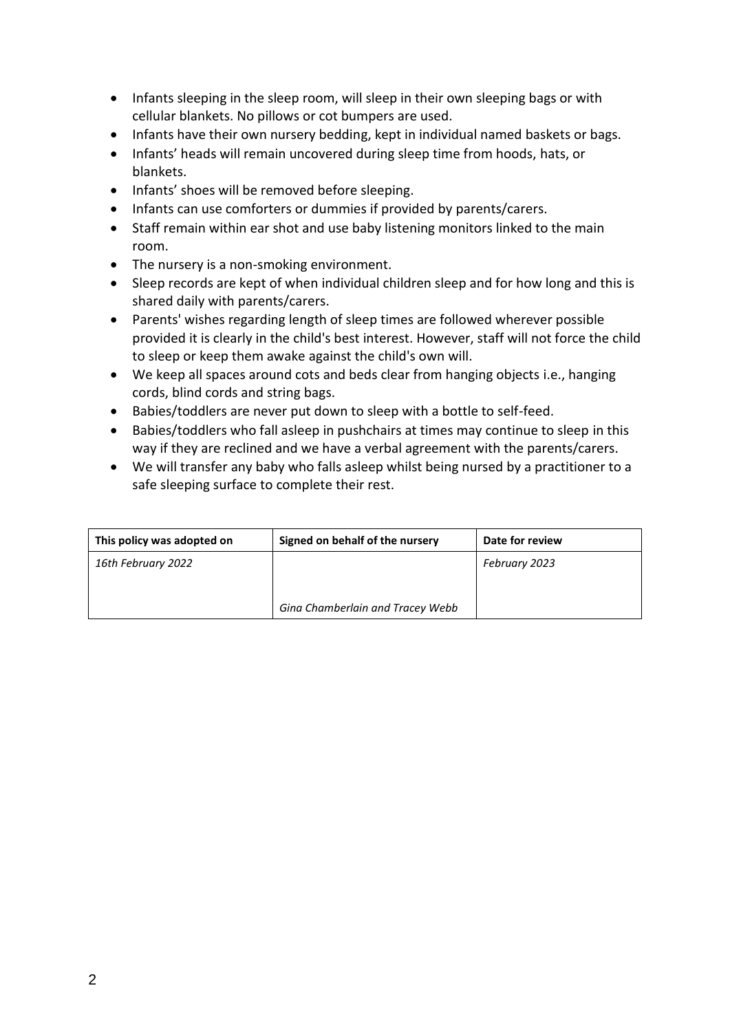- Infants sleeping in the sleep room, will sleep in their own sleeping bags or with cellular blankets. No pillows or cot bumpers are used.
- Infants have their own nursery bedding, kept in individual named baskets or bags.
- Infants' heads will remain uncovered during sleep time from hoods, hats, or blankets.
- Infants' shoes will be removed before sleeping.
- Infants can use comforters or dummies if provided by parents/carers.
- Staff remain within ear shot and use baby listening monitors linked to the main room.
- The nursery is a non-smoking environment.
- Sleep records are kept of when individual children sleep and for how long and this is shared daily with parents/carers.
- Parents' wishes regarding length of sleep times are followed wherever possible provided it is clearly in the child's best interest. However, staff will not force the child to sleep or keep them awake against the child's own will.
- We keep all spaces around cots and beds clear from hanging objects i.e., hanging cords, blind cords and string bags.
- Babies/toddlers are never put down to sleep with a bottle to self-feed.
- Babies/toddlers who fall asleep in pushchairs at times may continue to sleep in this way if they are reclined and we have a verbal agreement with the parents/carers.
- We will transfer any baby who falls asleep whilst being nursed by a practitioner to a safe sleeping surface to complete their rest.

| This policy was adopted on | Signed on behalf of the nursery | Date for review |
|---|---|---|
| *16th February 2022* | *Gina Chamberlain and Tracey Webb* | *February 2023* |